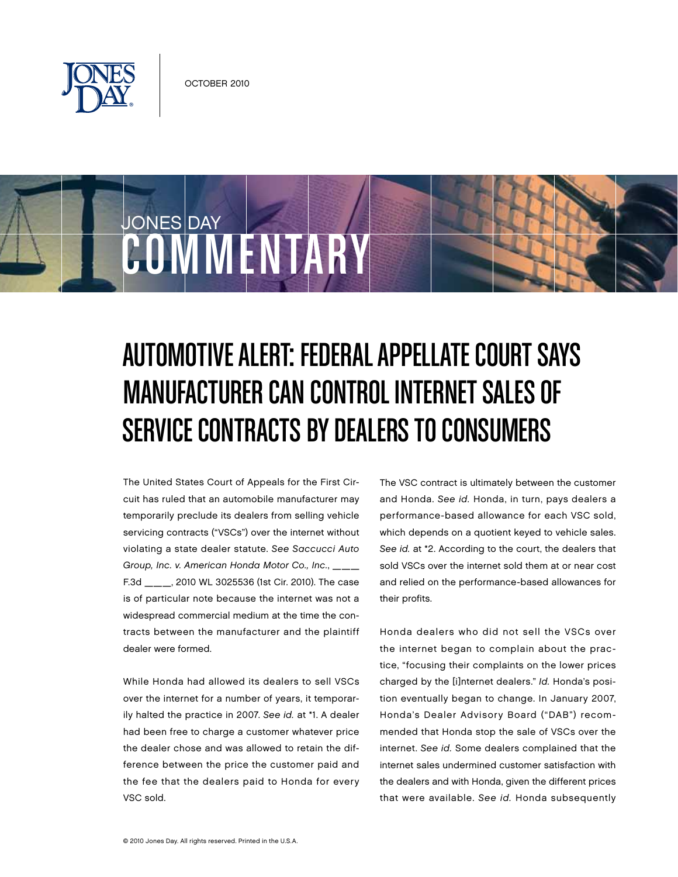October 2010

Jones Day Commentary

# Automotive Alert: Federal Appellate Court Says Manufacturer Can Control Internet Sales of Service Contracts by Dealers to Consumers

The United States Court of Appeals for the First Circuit has ruled that an automobile manufacturer may temporarily preclude its dealers from selling vehicle servicing contracts ("VSCs") over the internet without violating a state dealer statute. *See Saccucci Auto Group, Inc. v. American Honda Motor Co., Inc.*, ____ F.3d ____, 2010 WL 3025536 (1st Cir. 2010). The case is of particular note because the internet was not a widespread commercial medium at the time the contracts between the manufacturer and the plaintiff dealer were formed.

While Honda had allowed its dealers to sell VSCs over the internet for a number of years, it temporarily halted the practice in 2007. *See id.* at *1. A dealer had been free to charge a customer whatever price the dealer chose and was allowed to retain the difference between the price the customer paid and the fee that the dealers paid to Honda for every VSC sold.

The VSC contract is ultimately between the customer and Honda. *See id.* Honda, in turn, pays dealers a performance-based allowance for each VSC sold, which depends on a quotient keyed to vehicle sales. *See id.* at *2. According to the court, the dealers that sold VSCs over the internet sold them at or near cost and relied on the performance-based allowances for their profits.

Honda dealers who did not sell the VSCs over the internet began to complain about the practice, "focusing their complaints on the lower prices charged by the [i]nternet dealers." *Id.* Honda's position eventually began to change. In January 2007, Honda's Dealer Advisory Board ("DAB") recommended that Honda stop the sale of VSCs over the internet. *See id.* Some dealers complained that the internet sales undermined customer satisfaction with the dealers and with Honda, given the different prices that were available. *See id.* Honda subsequently

© 2010 Jones Day. All rights reserved. Printed in the U.S.A.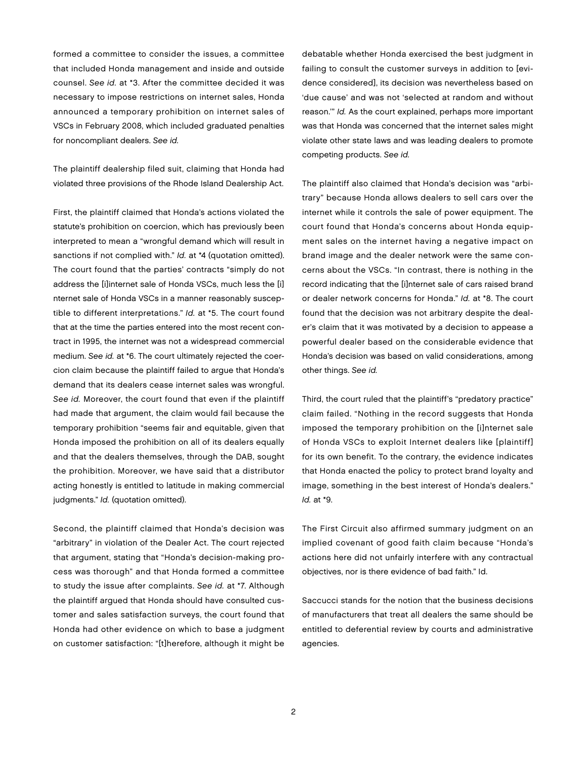formed a committee to consider the issues, a committee that included Honda management and inside and outside counsel. *See id.* at *3. After the committee decided it was necessary to impose restrictions on internet sales, Honda announced a temporary prohibition on internet sales of VSCs in February 2008, which included graduated penalties for noncompliant dealers. *See id.*

The plaintiff dealership filed suit, claiming that Honda had violated three provisions of the Rhode Island Dealership Act.

First, the plaintiff claimed that Honda's actions violated the statute's prohibition on coercion, which has previously been interpreted to mean a "wrongful demand which will result in sanctions if not complied with." *Id.* at *4 (quotation omitted). The court found that the parties' contracts "simply do not address the [i]nternet sale of Honda VSCs, much less the [i]nternet sale of Honda VSCs in a manner reasonably susceptible to different interpretations." *Id.* at *5. The court found that at the time the parties entered into the most recent contract in 1995, the internet was not a widespread commercial medium. *See id.* at *6. The court ultimately rejected the coercion claim because the plaintiff failed to argue that Honda's demand that its dealers cease internet sales was wrongful. *See id.* Moreover, the court found that even if the plaintiff had made that argument, the claim would fail because the temporary prohibition "seems fair and equitable, given that Honda imposed the prohibition on all of its dealers equally and that the dealers themselves, through the DAB, sought the prohibition. Moreover, we have said that a distributor acting honestly is entitled to latitude in making commercial judgments." *Id.* (quotation omitted).

Second, the plaintiff claimed that Honda's decision was "arbitrary" in violation of the Dealer Act. The court rejected that argument, stating that "Honda's decision-making process was thorough" and that Honda formed a committee to study the issue after complaints. *See id.* at *7. Although the plaintiff argued that Honda should have consulted customer and sales satisfaction surveys, the court found that Honda had other evidence on which to base a judgment on customer satisfaction: "[t]herefore, although it might be debatable whether Honda exercised the best judgment in failing to consult the customer surveys in addition to [evidence considered], its decision was nevertheless based on 'due cause' and was not 'selected at random and without reason.'" *Id.* As the court explained, perhaps more important was that Honda was concerned that the internet sales might violate other state laws and was leading dealers to promote competing products. *See id.*

The plaintiff also claimed that Honda's decision was "arbitrary" because Honda allows dealers to sell cars over the internet while it controls the sale of power equipment. The court found that Honda's concerns about Honda equipment sales on the internet having a negative impact on brand image and the dealer network were the same concerns about the VSCs. "In contrast, there is nothing in the record indicating that the [i]nternet sale of cars raised brand or dealer network concerns for Honda." *Id.* at *8. The court found that the decision was not arbitrary despite the dealer's claim that it was motivated by a decision to appease a powerful dealer based on the considerable evidence that Honda's decision was based on valid considerations, among other things. *See id.*

Third, the court ruled that the plaintiff's "predatory practice" claim failed. "Nothing in the record suggests that Honda imposed the temporary prohibition on the [i]nternet sale of Honda VSCs to exploit Internet dealers like [plaintiff] for its own benefit. To the contrary, the evidence indicates that Honda enacted the policy to protect brand loyalty and image, something in the best interest of Honda's dealers." *Id.* at *9.

The First Circuit also affirmed summary judgment on an implied covenant of good faith claim because "Honda's actions here did not unfairly interfere with any contractual objectives, nor is there evidence of bad faith." Id.

Saccucci stands for the notion that the business decisions of manufacturers that treat all dealers the same should be entitled to deferential review by courts and administrative agencies.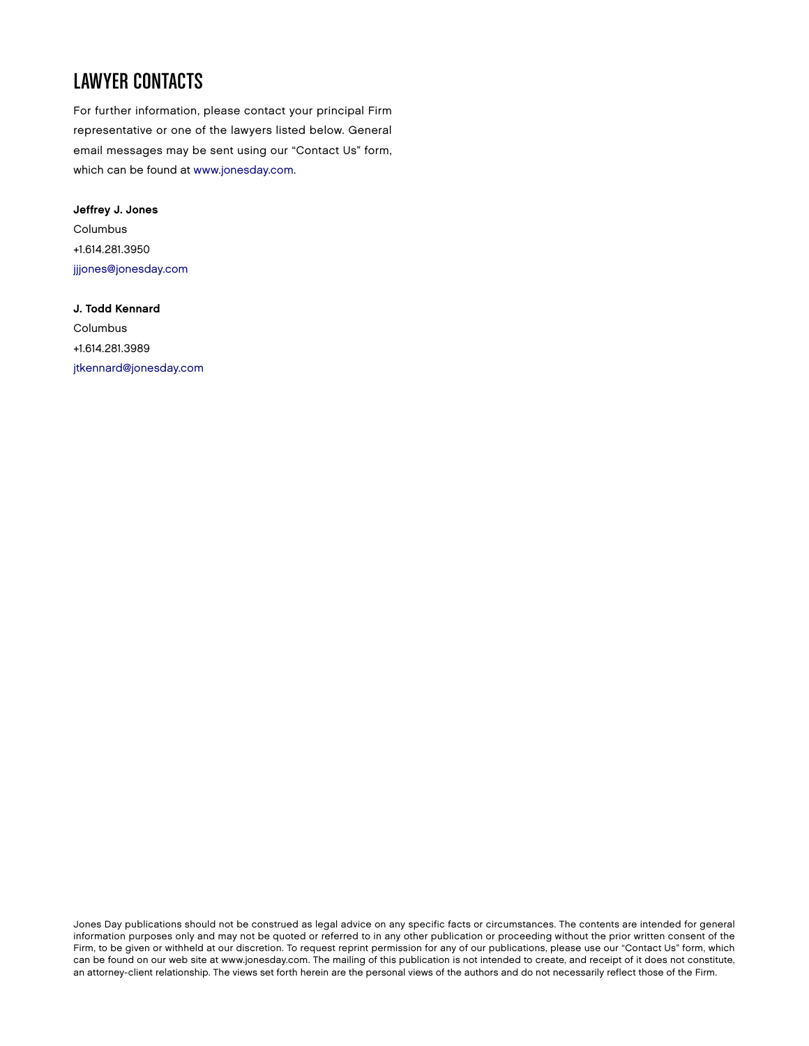## LAWYER CONTACTS

For further information, please contact your principal Firm representative or one of the lawyers listed below. General email messages may be sent using our "Contact Us" form, which can be found at www.jonesday.com.

**Jeffrey J. Jones**
Columbus
+1.614.281.3950
jjjones@jonesday.com

**J. Todd Kennard**
Columbus
+1.614.281.3989
jtkennard@jonesday.com

Jones Day publications should not be construed as legal advice on any specific facts or circumstances. The contents are intended for general information purposes only and may not be quoted or referred to in any other publication or proceeding without the prior written consent of the Firm, to be given or withheld at our discretion. To request reprint permission for any of our publications, please use our "Contact Us" form, which can be found on our web site at www.jonesday.com. The mailing of this publication is not intended to create, and receipt of it does not constitute, an attorney-client relationship. The views set forth herein are the personal views of the authors and do not necessarily reflect those of the Firm.